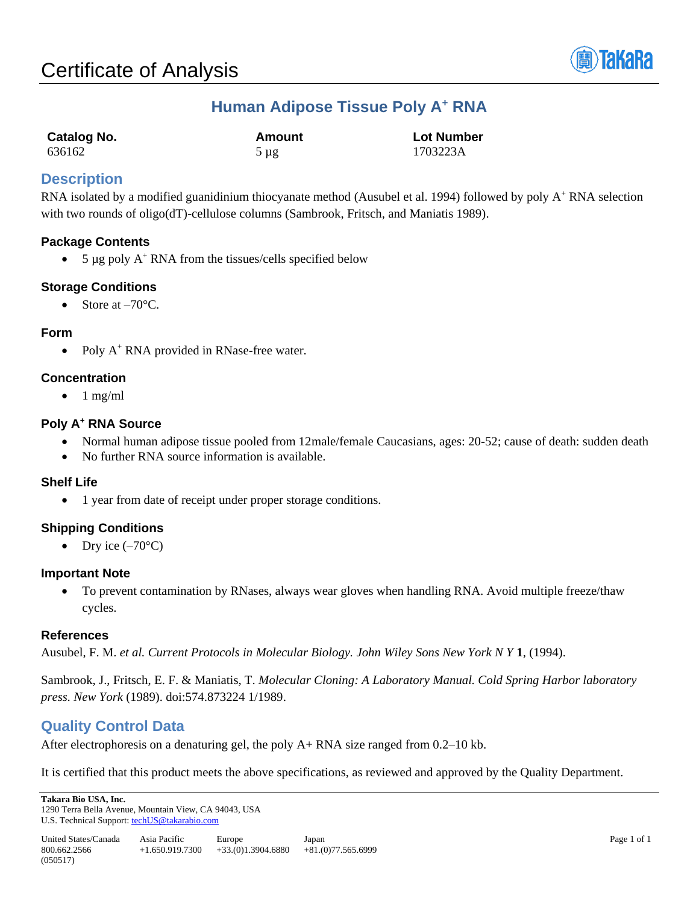# Certificate of Analysis

## Human Adipose Tissue Poly A$^+$ RNA

| Catalog No. | Amount | Lot Number |
| --- | --- | --- |
| 636162 | 5 µg | 1703223A |

## Description

RNA isolated by a modified guanidinium thiocyanate method (Ausubel et al. 1994) followed by poly A$^+$ RNA selection with two rounds of oligo(dT)-cellulose columns (Sambrook, Fritsch, and Maniatis 1989).

### Package Contents

- 5 µg poly A$^+$ RNA from the tissues/cells specified below

### Storage Conditions

- Store at –70°C.

### Form

- Poly A$^+$ RNA provided in RNase-free water.

### Concentration

- 1 mg/ml

### Poly A$^+$ RNA Source

- Normal human adipose tissue pooled from 12male/female Caucasians, ages: 20-52; cause of death: sudden death
- No further RNA source information is available.

### Shelf Life

- 1 year from date of receipt under proper storage conditions.

### Shipping Conditions

- Dry ice (–70°C)

### Important Note

- To prevent contamination by RNases, always wear gloves when handling RNA. Avoid multiple freeze/thaw cycles.

### References

Ausubel, F. M. *et al. Current Protocols in Molecular Biology. John Wiley Sons New York N Y* **1**, (1994).

Sambrook, J., Fritsch, E. F. & Maniatis, T. *Molecular Cloning: A Laboratory Manual. Cold Spring Harbor laboratory press. New York* (1989). doi:574.873224 1/1989.

## Quality Control Data

After electrophoresis on a denaturing gel, the poly A+ RNA size ranged from 0.2–10 kb.

It is certified that this product meets the above specifications, as reviewed and approved by the Quality Department.

**Takara Bio USA, Inc.**
1290 Terra Bella Avenue, Mountain View, CA 94043, USA
U.S. Technical Support: techUS@takarabio.com

| United States/Canada | Asia Pacific | Europe | Japan |
| --- | --- | --- | --- |
| 800.662.2566 | +1.650.919.7300 | +33.(0)1.3904.6880 | +81.(0)77.565.6999 |

(050517)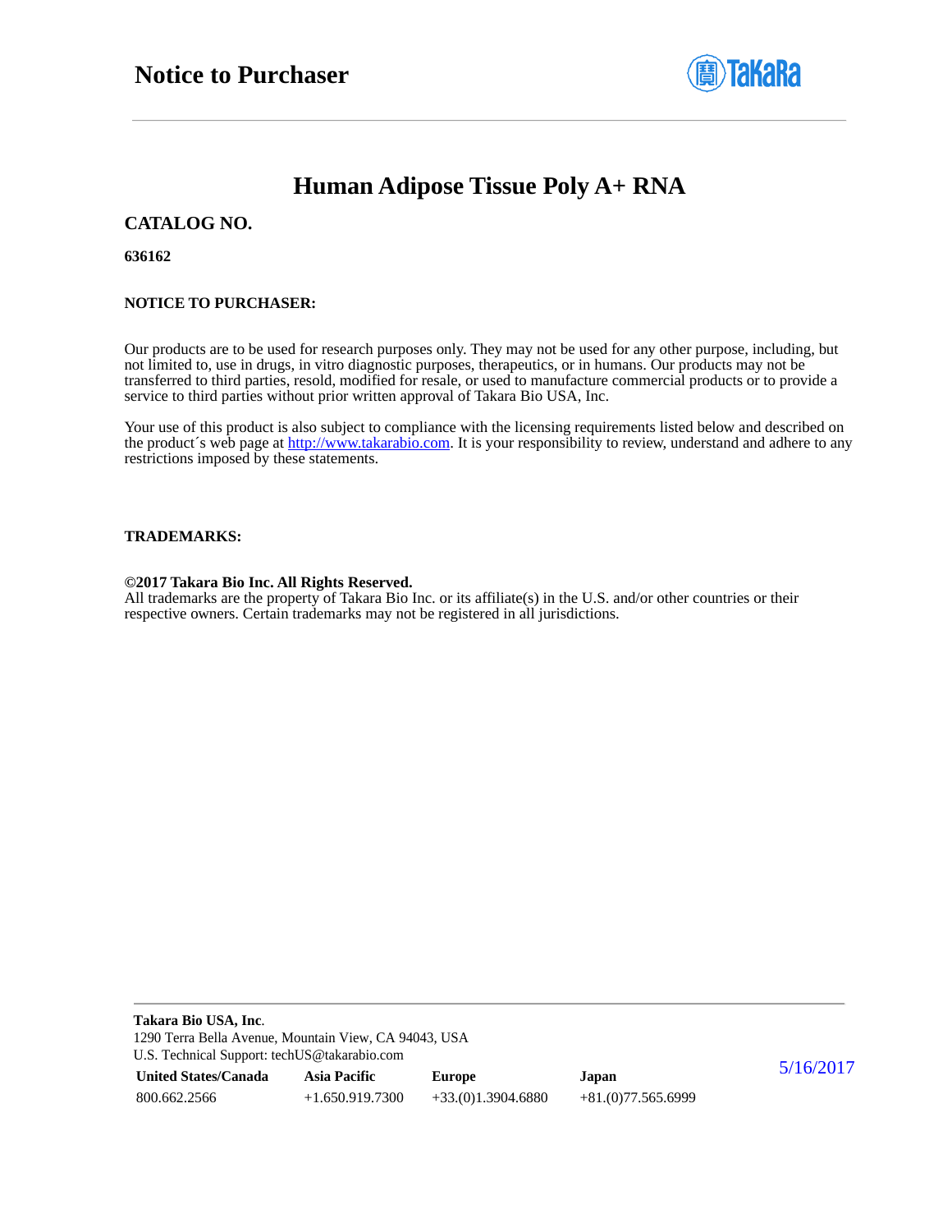# Notice to Purchaser

## Human Adipose Tissue Poly A+ RNA

### CATALOG NO.

**636162**

**NOTICE TO PURCHASER:**

Our products are to be used for research purposes only. They may not be used for any other purpose, including, but not limited to, use in drugs, in vitro diagnostic purposes, therapeutics, or in humans. Our products may not be transferred to third parties, resold, modified for resale, or used to manufacture commercial products or to provide a service to third parties without prior written approval of Takara Bio USA, Inc.

Your use of this product is also subject to compliance with the licensing requirements listed below and described on the product´s web page at http://www.takarabio.com. It is your responsibility to review, understand and adhere to any restrictions imposed by these statements.

**TRADEMARKS:**

**©2017 Takara Bio Inc. All Rights Reserved.**
All trademarks are the property of Takara Bio Inc. or its affiliate(s) in the U.S. and/or other countries or their respective owners. Certain trademarks may not be registered in all jurisdictions.

**Takara Bio USA, Inc.**
1290 Terra Bella Avenue, Mountain View, CA 94043, USA
U.S. Technical Support: techUS@takarabio.com

| United States/Canada | Asia Pacific | Europe | Japan |
| --- | --- | --- | --- |
| 800.662.2566 | +1.650.919.7300 | +33.(0)1.3904.6880 | +81.(0)77.565.6999 |

5/16/2017